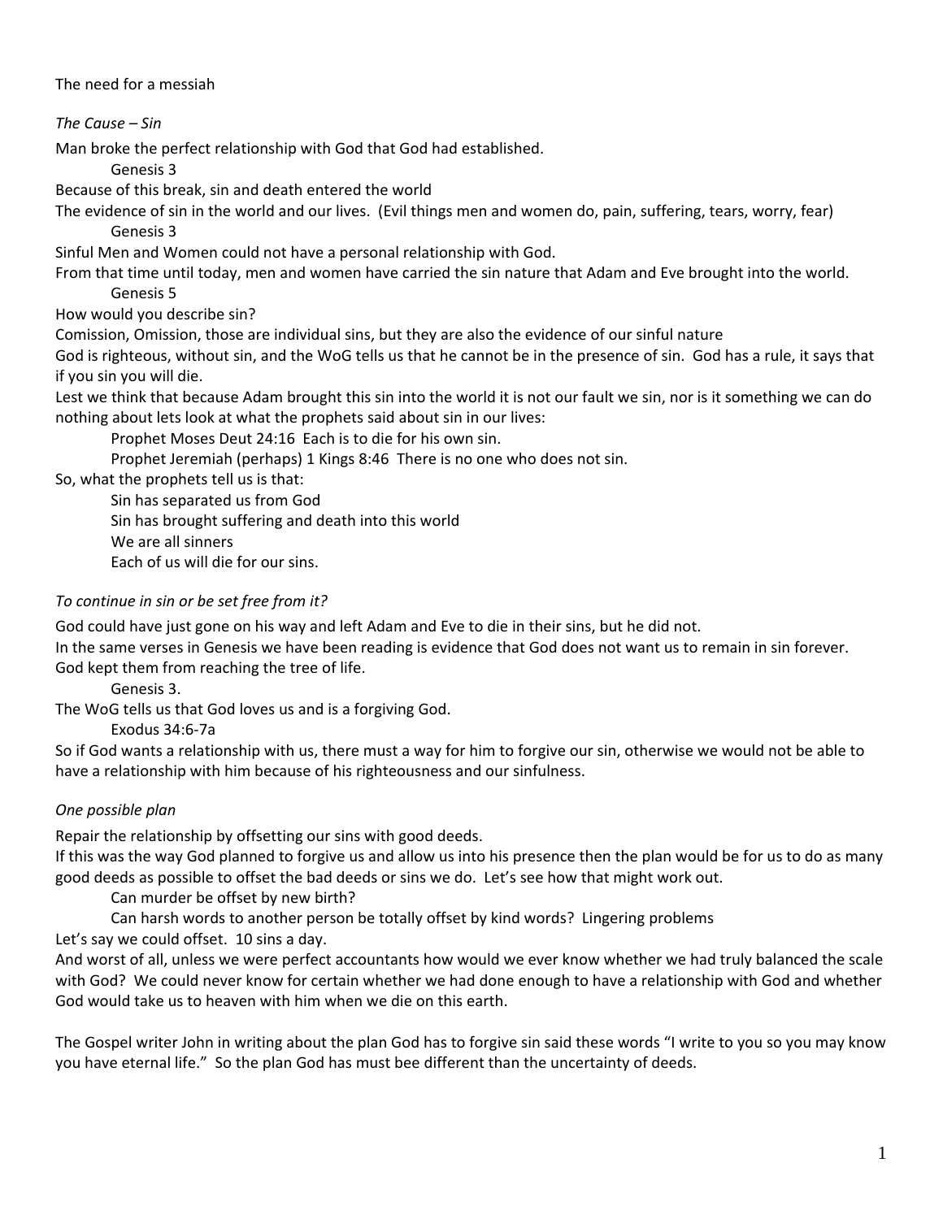The need for a messiah

*The Cause – Sin*

Man broke the perfect relationship with God that God had established.

    Genesis 3

Because of this break, sin and death entered the world

The evidence of sin in the world and our lives. (Evil things men and women do, pain, suffering, tears, worry, fear)

    Genesis 3

Sinful Men and Women could not have a personal relationship with God.

From that time until today, men and women have carried the sin nature that Adam and Eve brought into the world.

    Genesis 5

How would you describe sin?

Comission, Omission, those are individual sins, but they are also the evidence of our sinful nature

God is righteous, without sin, and the WoG tells us that he cannot be in the presence of sin. God has a rule, it says that if you sin you will die.

Lest we think that because Adam brought this sin into the world it is not our fault we sin, nor is it something we can do nothing about lets look at what the prophets said about sin in our lives:

    Prophet Moses Deut 24:16 Each is to die for his own sin.

    Prophet Jeremiah (perhaps) 1 Kings 8:46 There is no one who does not sin.

So, what the prophets tell us is that:

    Sin has separated us from God

    Sin has brought suffering and death into this world

    We are all sinners

    Each of us will die for our sins.

*To continue in sin or be set free from it?*

God could have just gone on his way and left Adam and Eve to die in their sins, but he did not.

In the same verses in Genesis we have been reading is evidence that God does not want us to remain in sin forever.

God kept them from reaching the tree of life.

    Genesis 3.

The WoG tells us that God loves us and is a forgiving God.

    Exodus 34:6-7a

So if God wants a relationship with us, there must a way for him to forgive our sin, otherwise we would not be able to have a relationship with him because of his righteousness and our sinfulness.

*One possible plan*

Repair the relationship by offsetting our sins with good deeds.

If this was the way God planned to forgive us and allow us into his presence then the plan would be for us to do as many good deeds as possible to offset the bad deeds or sins we do. Let's see how that might work out.

    Can murder be offset by new birth?

    Can harsh words to another person be totally offset by kind words? Lingering problems

Let's say we could offset. 10 sins a day.

And worst of all, unless we were perfect accountants how would we ever know whether we had truly balanced the scale with God? We could never know for certain whether we had done enough to have a relationship with God and whether God would take us to heaven with him when we die on this earth.

The Gospel writer John in writing about the plan God has to forgive sin said these words "I write to you so you may know you have eternal life." So the plan God has must bee different than the uncertainty of deeds.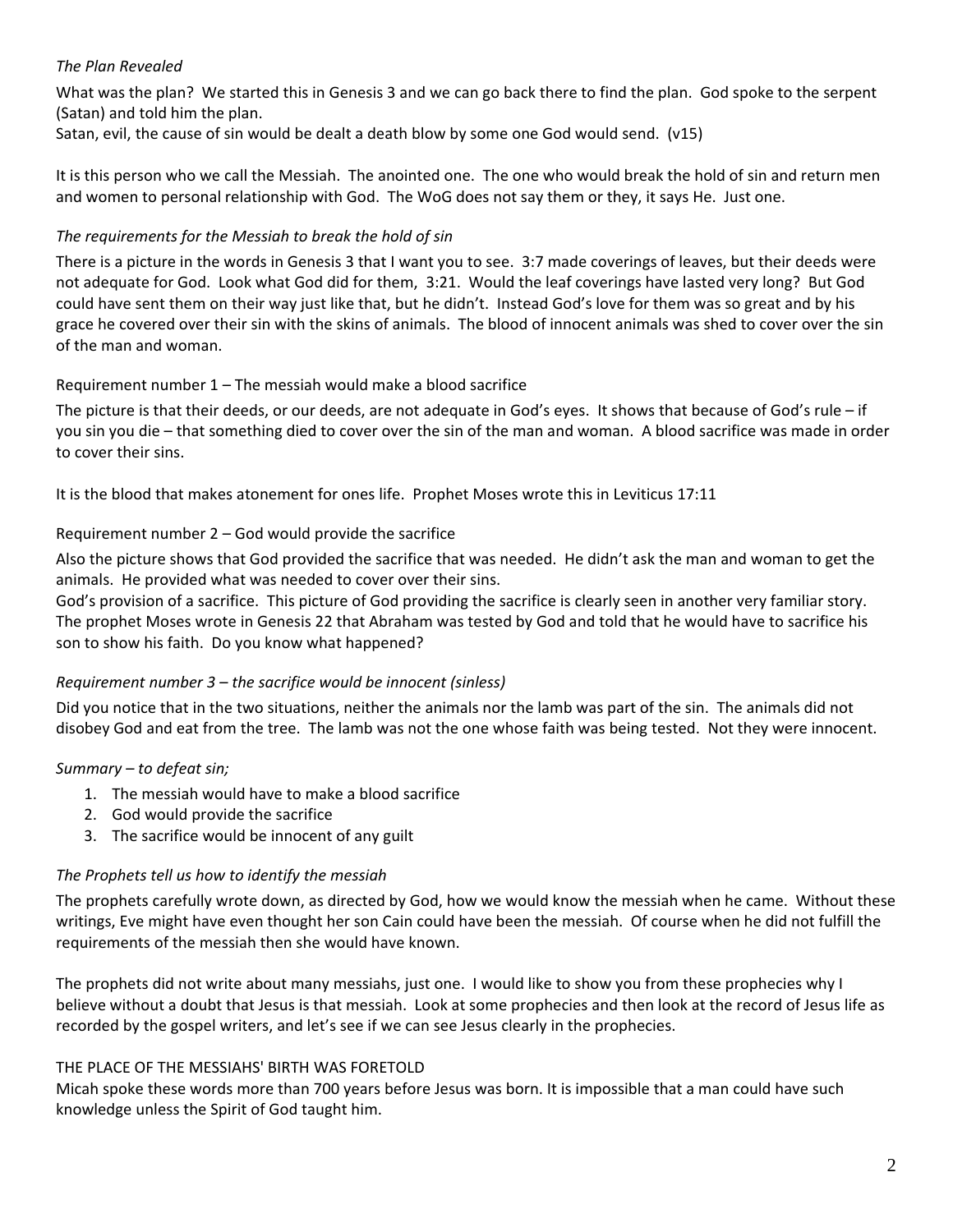*The Plan Revealed*

What was the plan? We started this in Genesis 3 and we can go back there to find the plan. God spoke to the serpent (Satan) and told him the plan.
Satan, evil, the cause of sin would be dealt a death blow by some one God would send. (v15)

It is this person who we call the Messiah. The anointed one. The one who would break the hold of sin and return men and women to personal relationship with God. The WoG does not say them or they, it says He. Just one.

*The requirements for the Messiah to break the hold of sin*

There is a picture in the words in Genesis 3 that I want you to see. 3:7 made coverings of leaves, but their deeds were not adequate for God. Look what God did for them, 3:21. Would the leaf coverings have lasted very long? But God could have sent them on their way just like that, but he didn't. Instead God's love for them was so great and by his grace he covered over their sin with the skins of animals. The blood of innocent animals was shed to cover over the sin of the man and woman.

Requirement number 1 – The messiah would make a blood sacrifice

The picture is that their deeds, or our deeds, are not adequate in God's eyes. It shows that because of God's rule – if you sin you die – that something died to cover over the sin of the man and woman. A blood sacrifice was made in order to cover their sins.

It is the blood that makes atonement for ones life. Prophet Moses wrote this in Leviticus 17:11

Requirement number 2 – God would provide the sacrifice

Also the picture shows that God provided the sacrifice that was needed. He didn't ask the man and woman to get the animals. He provided what was needed to cover over their sins.
God's provision of a sacrifice. This picture of God providing the sacrifice is clearly seen in another very familiar story. The prophet Moses wrote in Genesis 22 that Abraham was tested by God and told that he would have to sacrifice his son to show his faith. Do you know what happened?

*Requirement number 3 – the sacrifice would be innocent (sinless)*

Did you notice that in the two situations, neither the animals nor the lamb was part of the sin. The animals did not disobey God and eat from the tree. The lamb was not the one whose faith was being tested. Not they were innocent.

*Summary – to defeat sin;*

1. The messiah would have to make a blood sacrifice
2. God would provide the sacrifice
3. The sacrifice would be innocent of any guilt

*The Prophets tell us how to identify the messiah*

The prophets carefully wrote down, as directed by God, how we would know the messiah when he came. Without these writings, Eve might have even thought her son Cain could have been the messiah. Of course when he did not fulfill the requirements of the messiah then she would have known.

The prophets did not write about many messiahs, just one. I would like to show you from these prophecies why I believe without a doubt that Jesus is that messiah. Look at some prophecies and then look at the record of Jesus life as recorded by the gospel writers, and let's see if we can see Jesus clearly in the prophecies.

THE PLACE OF THE MESSIAHS' BIRTH WAS FORETOLD
Micah spoke these words more than 700 years before Jesus was born. It is impossible that a man could have such knowledge unless the Spirit of God taught him.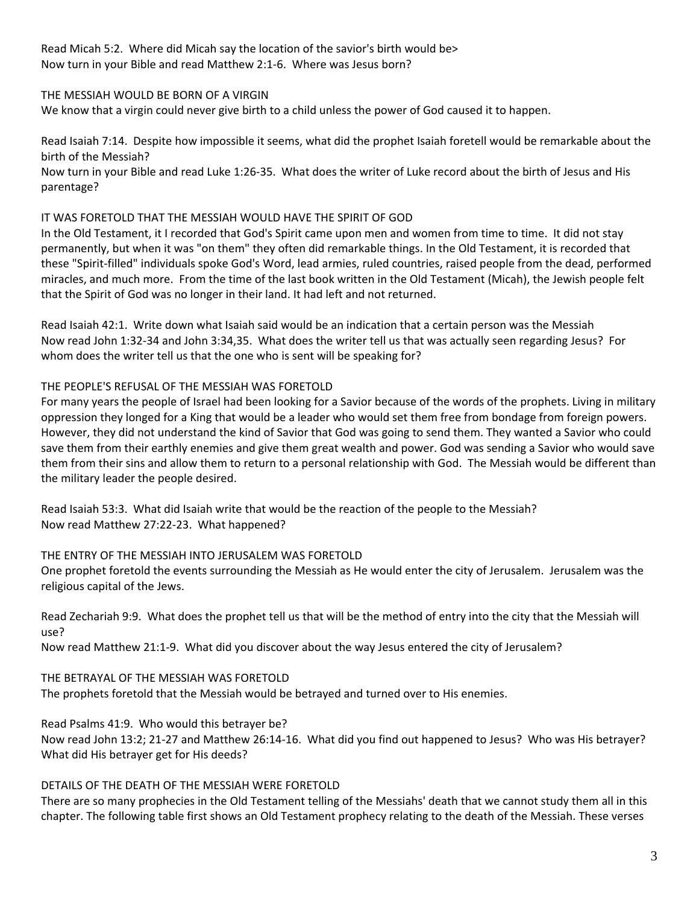Read Micah 5:2.  Where did Micah say the location of the savior's birth would be>
Now turn in your Bible and read Matthew 2:1-6.  Where was Jesus born?

THE MESSIAH WOULD BE BORN OF A VIRGIN

We know that a virgin could never give birth to a child unless the power of God caused it to happen.

Read Isaiah 7:14.  Despite how impossible it seems, what did the prophet Isaiah foretell would be remarkable about the birth of the Messiah?
Now turn in your Bible and read Luke 1:26-35.  What does the writer of Luke record about the birth of Jesus and His parentage?

IT WAS FORETOLD THAT THE MESSIAH WOULD HAVE THE SPIRIT OF GOD

In the Old Testament, it I recorded that God's Spirit came upon men and women from time to time.  It did not stay permanently, but when it was "on them" they often did remarkable things. In the Old Testament, it is recorded that these "Spirit-filled" individuals spoke God's Word, lead armies, ruled countries, raised people from the dead, performed miracles, and much more.  From the time of the last book written in the Old Testament (Micah), the Jewish people felt that the Spirit of God was no longer in their land. It had left and not returned.

Read Isaiah 42:1.  Write down what Isaiah said would be an indication that a certain person was the Messiah
Now read John 1:32-34 and John 3:34,35.  What does the writer tell us that was actually seen regarding Jesus?  For whom does the writer tell us that the one who is sent will be speaking for?

THE PEOPLE'S REFUSAL OF THE MESSIAH WAS FORETOLD

For many years the people of Israel had been looking for a Savior because of the words of the prophets. Living in military oppression they longed for a King that would be a leader who would set them free from bondage from foreign powers. However, they did not understand the kind of Savior that God was going to send them. They wanted a Savior who could save them from their earthly enemies and give them great wealth and power. God was sending a Savior who would save them from their sins and allow them to return to a personal relationship with God.  The Messiah would be different than the military leader the people desired.

Read Isaiah 53:3.  What did Isaiah write that would be the reaction of the people to the Messiah?
Now read Matthew 27:22-23.  What happened?

THE ENTRY OF THE MESSIAH INTO JERUSALEM WAS FORETOLD

One prophet foretold the events surrounding the Messiah as He would enter the city of Jerusalem.  Jerusalem was the religious capital of the Jews.

Read Zechariah 9:9.  What does the prophet tell us that will be the method of entry into the city that the Messiah will use?
Now read Matthew 21:1-9.  What did you discover about the way Jesus entered the city of Jerusalem?

THE BETRAYAL OF THE MESSIAH WAS FORETOLD

The prophets foretold that the Messiah would be betrayed and turned over to His enemies.

Read Psalms 41:9.  Who would this betrayer be?
Now read John 13:2; 21-27 and Matthew 26:14-16.  What did you find out happened to Jesus?  Who was His betrayer? What did His betrayer get for His deeds?

DETAILS OF THE DEATH OF THE MESSIAH WERE FORETOLD

There are so many prophecies in the Old Testament telling of the Messiahs' death that we cannot study them all in this chapter. The following table first shows an Old Testament prophecy relating to the death of the Messiah. These verses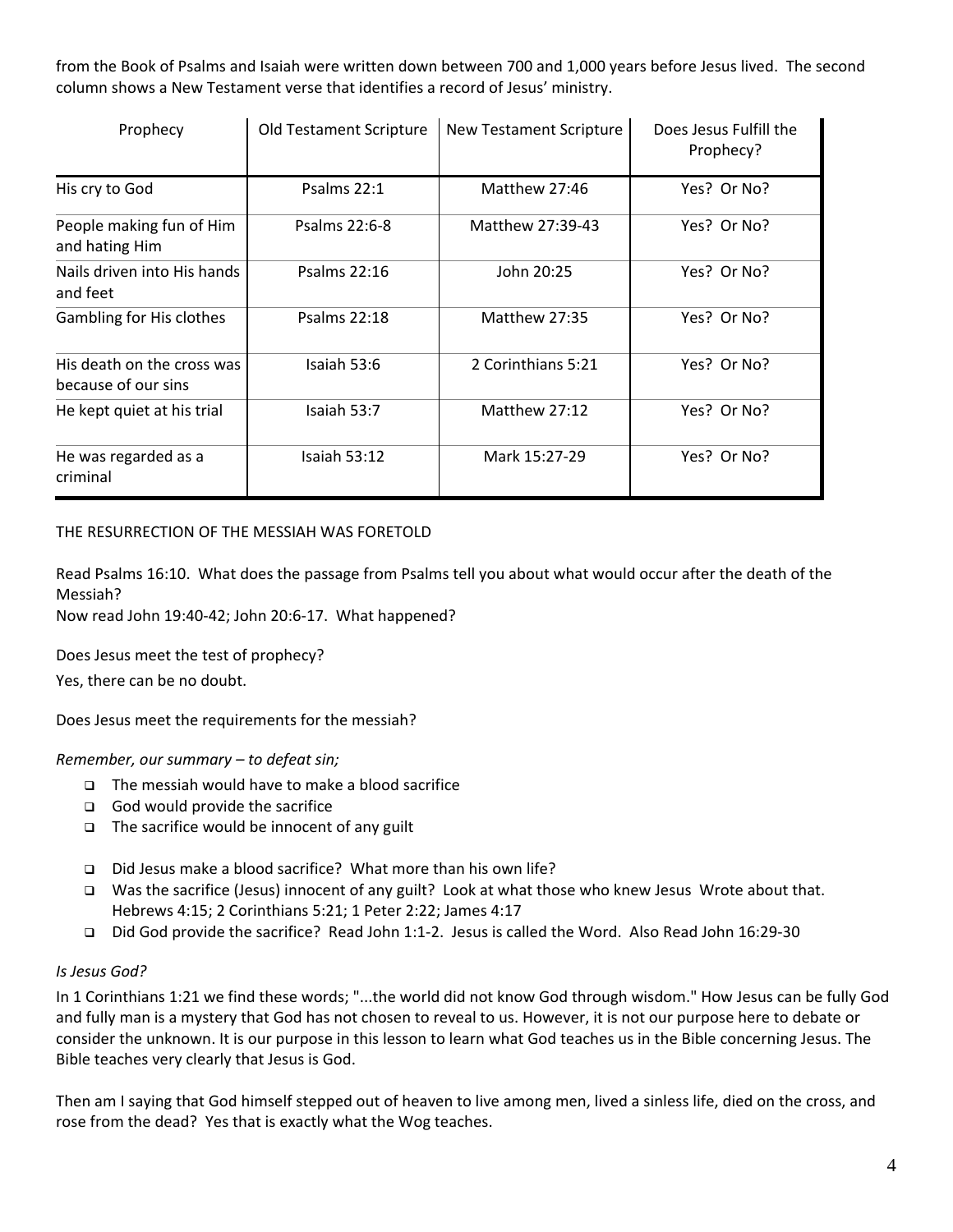from the Book of Psalms and Isaiah were written down between 700 and 1,000 years before Jesus lived. The second column shows a New Testament verse that identifies a record of Jesus' ministry.

| Prophecy | Old Testament Scripture | New Testament Scripture | Does Jesus Fulfill the Prophecy? |
|---|---|---|---|
| His cry to God | Psalms 22:1 | Matthew 27:46 | Yes? Or No? |
| People making fun of Him and hating Him | Psalms 22:6-8 | Matthew 27:39-43 | Yes? Or No? |
| Nails driven into His hands and feet | Psalms 22:16 | John 20:25 | Yes? Or No? |
| Gambling for His clothes | Psalms 22:18 | Matthew 27:35 | Yes? Or No? |
| His death on the cross was because of our sins | Isaiah 53:6 | 2 Corinthians 5:21 | Yes? Or No? |
| He kept quiet at his trial | Isaiah 53:7 | Matthew 27:12 | Yes? Or No? |
| He was regarded as a criminal | Isaiah 53:12 | Mark 15:27-29 | Yes? Or No? |

THE RESURRECTION OF THE MESSIAH WAS FORETOLD

Read Psalms 16:10. What does the passage from Psalms tell you about what would occur after the death of the Messiah?

Now read John 19:40-42; John 20:6-17. What happened?

Does Jesus meet the test of prophecy?

Yes, there can be no doubt.

Does Jesus meet the requirements for the messiah?

*Remember, our summary – to defeat sin;*

- The messiah would have to make a blood sacrifice
- God would provide the sacrifice
- The sacrifice would be innocent of any guilt

- Did Jesus make a blood sacrifice? What more than his own life?
- Was the sacrifice (Jesus) innocent of any guilt? Look at what those who knew Jesus Wrote about that. Hebrews 4:15; 2 Corinthians 5:21; 1 Peter 2:22; James 4:17
- Did God provide the sacrifice? Read John 1:1-2. Jesus is called the Word. Also Read John 16:29-30

*Is Jesus God?*

In 1 Corinthians 1:21 we find these words; "...the world did not know God through wisdom." How Jesus can be fully God and fully man is a mystery that God has not chosen to reveal to us. However, it is not our purpose here to debate or consider the unknown. It is our purpose in this lesson to learn what God teaches us in the Bible concerning Jesus. The Bible teaches very clearly that Jesus is God.

Then am I saying that God himself stepped out of heaven to live among men, lived a sinless life, died on the cross, and rose from the dead? Yes that is exactly what the Wog teaches.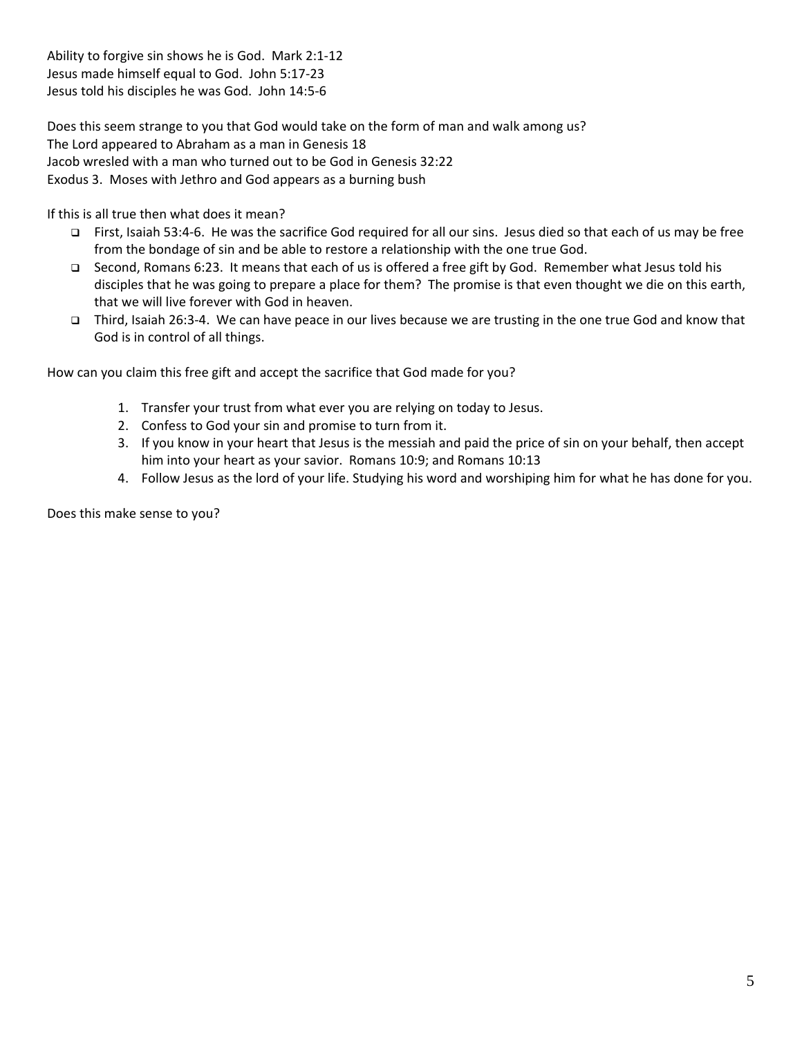Ability to forgive sin shows he is God. Mark 2:1-12
Jesus made himself equal to God. John 5:17-23
Jesus told his disciples he was God. John 14:5-6

Does this seem strange to you that God would take on the form of man and walk among us?
The Lord appeared to Abraham as a man in Genesis 18
Jacob wresled with a man who turned out to be God in Genesis 32:22
Exodus 3. Moses with Jethro and God appears as a burning bush

If this is all true then what does it mean?

- First, Isaiah 53:4-6. He was the sacrifice God required for all our sins. Jesus died so that each of us may be free from the bondage of sin and be able to restore a relationship with the one true God.
- Second, Romans 6:23. It means that each of us is offered a free gift by God. Remember what Jesus told his disciples that he was going to prepare a place for them? The promise is that even thought we die on this earth, that we will live forever with God in heaven.
- Third, Isaiah 26:3-4. We can have peace in our lives because we are trusting in the one true God and know that God is in control of all things.

How can you claim this free gift and accept the sacrifice that God made for you?

1. Transfer your trust from what ever you are relying on today to Jesus.
2. Confess to God your sin and promise to turn from it.
3. If you know in your heart that Jesus is the messiah and paid the price of sin on your behalf, then accept him into your heart as your savior. Romans 10:9; and Romans 10:13
4. Follow Jesus as the lord of your life. Studying his word and worshiping him for what he has done for you.

Does this make sense to you?